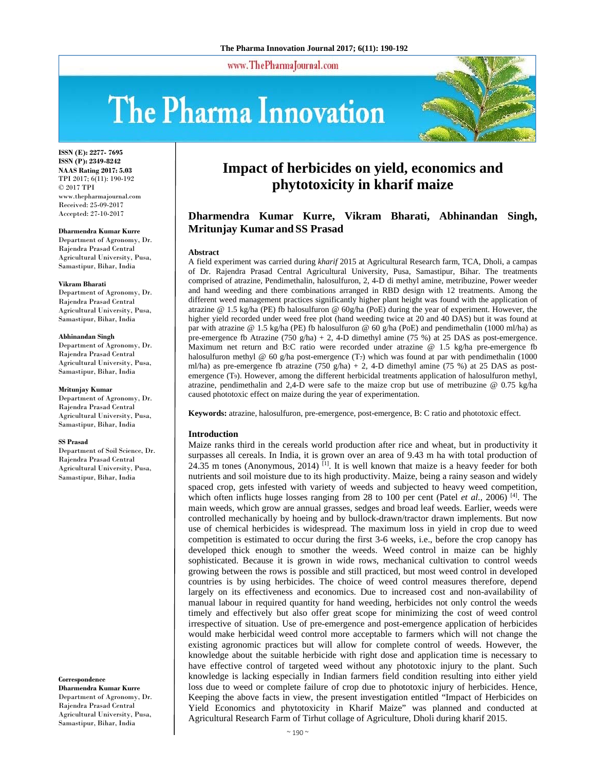# Impact of herbicides on yield, economics and phytotoxicity in kharif maize

**Dharmendra Kumar Kurre, Vikram Bharati, Abhinandan Singh, Mritunjay Kumar and SS Prasad**

ISSN (E): 2277- 7695
ISSN (P): 2349-8242
NAAS Rating 2017: 5.03
TPI 2017; 6(11): 190-192
© 2017 TPI
www.thepharmajournal.com
Received: 25-09-2017
Accepted: 27-10-2017

**Dharmendra Kumar Kurre**
Department of Agronomy, Dr. Rajendra Prasad Central Agricultural University, Pusa, Samastipur, Bihar, India

**Vikram Bharati**
Department of Agronomy, Dr. Rajendra Prasad Central Agricultural University, Pusa, Samastipur, Bihar, India

**Abhinandan Singh**
Department of Agronomy, Dr. Rajendra Prasad Central Agricultural University, Pusa, Samastipur, Bihar, India

**Mritunjay Kumar**
Department of Agronomy, Dr. Rajendra Prasad Central Agricultural University, Pusa, Samastipur, Bihar, India

**SS Prasad**
Department of Soil Science, Dr. Rajendra Prasad Central Agricultural University, Pusa, Samastipur, Bihar, India

**Correspondence**
**Dharmendra Kumar Kurre**
Department of Agronomy, Dr. Rajendra Prasad Central Agricultural University, Pusa, Samastipur, Bihar, India

## Abstract

A field experiment was carried during *kharif* 2015 at Agricultural Research farm, TCA, Dholi, a campas of Dr. Rajendra Prasad Central Agricultural University, Pusa, Samastipur, Bihar. The treatments comprised of atrazine, Pendimethalin, halosulfuron, 2, 4-D di methyl amine, metribuzine, Power weeder and hand weeding and there combinations arranged in RBD design with 12 treatments. Among the different weed management practices significantly higher plant height was found with the application of atrazine @ 1.5 kg/ha (PE) fb halosulfuron @ 60g/ha (PoE) during the year of experiment. However, the higher yield recorded under weed free plot (hand weeding twice at 20 and 40 DAS) but it was found at par with atrazine @ 1.5 kg/ha (PE) fb halosulfuron @ 60 g/ha (PoE) and pendimethalin (1000 ml/ha) as pre-emergence fb Atrazine (750 g/ha) + 2, 4-D dimethyl amine (75 %) at 25 DAS as post-emergence. Maximum net return and B:C ratio were recorded under atrazine @ 1.5 kg/ha pre-emergence fb halosulfuron methyl @ 60 g/ha post-emergence ($T_7$) which was found at par with pendimethalin (1000 ml/ha) as pre-emergence fb atrazine (750 g/ha) + 2, 4-D dimethyl amine (75 %) at 25 DAS as post-emergence ($T_9$). However, among the different herbicidal treatments application of halosulfuron methyl, atrazine, pendimethalin and 2,4-D were safe to the maize crop but use of metribuzine @ 0.75 kg/ha caused phototoxic effect on maize during the year of experimentation.

**Keywords:** atrazine, halosulfuron, pre-emergence, post-emergence, B: C ratio and phototoxic effect.

## Introduction

Maize ranks third in the cereals world production after rice and wheat, but in productivity it surpasses all cereals. In India, it is grown over an area of 9.43 m ha with total production of 24.35 m tones (Anonymous, 2014) [1]. It is well known that maize is a heavy feeder for both nutrients and soil moisture due to its high productivity. Maize, being a rainy season and widely spaced crop, gets infested with variety of weeds and subjected to heavy weed competition, which often inflicts huge losses ranging from 28 to 100 per cent (Patel *et al.*, 2006) [4]. The main weeds, which grow are annual grasses, sedges and broad leaf weeds. Earlier, weeds were controlled mechanically by hoeing and by bullock-drawn/tractor drawn implements. But now use of chemical herbicides is widespread. The maximum loss in yield in crop due to weed competition is estimated to occur during the first 3-6 weeks, i.e., before the crop canopy has developed thick enough to smother the weeds. Weed control in maize can be highly sophisticated. Because it is grown in wide rows, mechanical cultivation to control weeds growing between the rows is possible and still practiced, but most weed control in developed countries is by using herbicides. The choice of weed control measures therefore, depend largely on its effectiveness and economics. Due to increased cost and non-availability of manual labour in required quantity for hand weeding, herbicides not only control the weeds timely and effectively but also offer great scope for minimizing the cost of weed control irrespective of situation. Use of pre-emergence and post-emergence application of herbicides would make herbicidal weed control more acceptable to farmers which will not change the existing agronomic practices but will allow for complete control of weeds. However, the knowledge about the suitable herbicide with right dose and application time is necessary to have effective control of targeted weed without any phototoxic injury to the plant. Such knowledge is lacking especially in Indian farmers field condition resulting into either yield loss due to weed or complete failure of crop due to phototoxic injury of herbicides. Hence, Keeping the above facts in view, the present investigation entitled "Impact of Herbicides on Yield Economics and phytotoxicity in Kharif Maize" was planned and conducted at Agricultural Research Farm of Tirhut collage of Agriculture, Dholi during kharif 2015.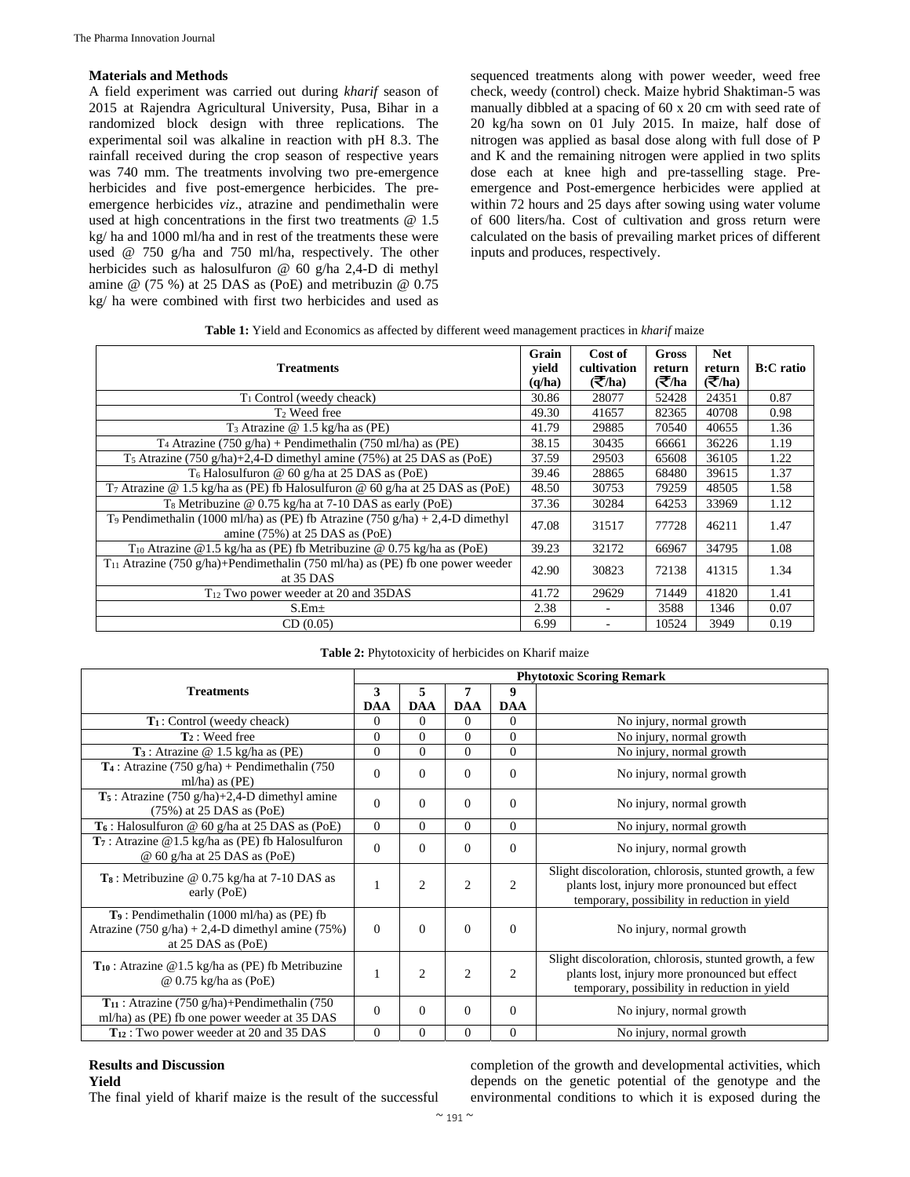## Materials and Methods

A field experiment was carried out during *kharif* season of 2015 at Rajendra Agricultural University, Pusa, Bihar in a randomized block design with three replications. The experimental soil was alkaline in reaction with pH 8.3. The rainfall received during the crop season of respective years was 740 mm. The treatments involving two pre-emergence herbicides and five post-emergence herbicides. The pre-emergence herbicides *viz*., atrazine and pendimethalin were used at high concentrations in the first two treatments @ 1.5 kg/ ha and 1000 ml/ha and in rest of the treatments these were used @ 750 g/ha and 750 ml/ha, respectively. The other herbicides such as halosulfuron @ 60 g/ha 2,4-D di methyl amine @ (75 %) at 25 DAS as (PoE) and metribuzin @ 0.75 kg/ ha were combined with first two herbicides and used as sequenced treatments along with power weeder, weed free check, weedy (control) check. Maize hybrid Shaktiman-5 was manually dibbled at a spacing of 60 x 20 cm with seed rate of 20 kg/ha sown on 01 July 2015. In maize, half dose of nitrogen was applied as basal dose along with full dose of P and K and the remaining nitrogen were applied in two splits dose each at knee high and pre-tasselling stage. Pre-emergence and Post-emergence herbicides were applied at within 72 hours and 25 days after sowing using water volume of 600 liters/ha. Cost of cultivation and gross return were calculated on the basis of prevailing market prices of different inputs and produces, respectively.

**Table 1:** Yield and Economics as affected by different weed management practices in *kharif* maize

| Treatments | Grain yield (q/ha) | Cost of cultivation (₹/ha) | Gross return (₹/ha | Net return (₹/ha) | B:C ratio |
|---|---|---|---|---|---|
| $T_1$ Control (weedy cheack) | 30.86 | 28077 | 52428 | 24351 | 0.87 |
| $T_2$ Weed free | 49.30 | 41657 | 82365 | 40708 | 0.98 |
| $T_3$ Atrazine @ 1.5 kg/ha as (PE) | 41.79 | 29885 | 70540 | 40655 | 1.36 |
| $T_4$ Atrazine (750 g/ha) + Pendimethalin (750 ml/ha) as (PE) | 38.15 | 30435 | 66661 | 36226 | 1.19 |
| $T_5$ Atrazine (750 g/ha)+2,4-D dimethyl amine (75%) at 25 DAS as (PoE) | 37.59 | 29503 | 65608 | 36105 | 1.22 |
| $T_6$ Halosulfuron @ 60 g/ha at 25 DAS as (PoE) | 39.46 | 28865 | 68480 | 39615 | 1.37 |
| $T_7$ Atrazine @ 1.5 kg/ha as (PE) fb Halosulfuron @ 60 g/ha at 25 DAS as (PoE) | 48.50 | 30753 | 79259 | 48505 | 1.58 |
| $T_8$ Metribuzine @ 0.75 kg/ha at 7-10 DAS as early (PoE) | 37.36 | 30284 | 64253 | 33969 | 1.12 |
| $T_9$ Pendimethalin (1000 ml/ha) as (PE) fb Atrazine (750 g/ha) + 2,4-D dimethyl amine (75%) at 25 DAS as (PoE) | 47.08 | 31517 | 77728 | 46211 | 1.47 |
| $T_{10}$ Atrazine @1.5 kg/ha as (PE) fb Metribuzine @ 0.75 kg/ha as (PoE) | 39.23 | 32172 | 66967 | 34795 | 1.08 |
| $T_{11}$ Atrazine (750 g/ha)+Pendimethalin (750 ml/ha) as (PE) fb one power weeder at 35 DAS | 42.90 | 30823 | 72138 | 41315 | 1.34 |
| $T_{12}$ Two power weeder at 20 and 35DAS | 41.72 | 29629 | 71449 | 41820 | 1.41 |
| S.Em± | 2.38 | - | 3588 | 1346 | 0.07 |
| CD (0.05) | 6.99 | - | 10524 | 3949 | 0.19 |

**Table 2:** Phytotoxicity of herbicides on Kharif maize

| Treatments | Phytotoxic Scoring | | | | Remark |
|---|---|---|---|---|---|
| | 3 DAA | 5 DAA | 7 DAA | 9 DAA | |
| **$T_1$** : Control (weedy cheack) | 0 | 0 | 0 | 0 | No injury, normal growth |
| **$T_2$** : Weed free | 0 | 0 | 0 | 0 | No injury, normal growth |
| **$T_3$** : Atrazine @ 1.5 kg/ha as (PE) | 0 | 0 | 0 | 0 | No injury, normal growth |
| **$T_4$** : Atrazine (750 g/ha) + Pendimethalin (750 ml/ha) as (PE) | 0 | 0 | 0 | 0 | No injury, normal growth |
| **$T_5$** : Atrazine (750 g/ha)+2,4-D dimethyl amine (75%) at 25 DAS as (PoE) | 0 | 0 | 0 | 0 | No injury, normal growth |
| **$T_6$** : Halosulfuron @ 60 g/ha at 25 DAS as (PoE) | 0 | 0 | 0 | 0 | No injury, normal growth |
| **$T_7$** : Atrazine @1.5 kg/ha as (PE) fb Halosulfuron @ 60 g/ha at 25 DAS as (PoE) | 0 | 0 | 0 | 0 | No injury, normal growth |
| **$T_8$** : Metribuzine @ 0.75 kg/ha at 7-10 DAS as early (PoE) | 1 | 2 | 2 | 2 | Slight discoloration, chlorosis, stunted growth, a few plants lost, injury more pronounced but effect temporary, possibility in reduction in yield |
| **$T_9$** : Pendimethalin (1000 ml/ha) as (PE) fb Atrazine (750 g/ha) + 2,4-D dimethyl amine (75%) at 25 DAS as (PoE) | 0 | 0 | 0 | 0 | No injury, normal growth |
| **$T_{10}$** : Atrazine @1.5 kg/ha as (PE) fb Metribuzine @ 0.75 kg/ha as (PoE) | 1 | 2 | 2 | 2 | Slight discoloration, chlorosis, stunted growth, a few plants lost, injury more pronounced but effect temporary, possibility in reduction in yield |
| **$T_{11}$** : Atrazine (750 g/ha)+Pendimethalin (750 ml/ha) as (PE) fb one power weeder at 35 DAS | 0 | 0 | 0 | 0 | No injury, normal growth |
| **$T_{12}$** : Two power weeder at 20 and 35 DAS | 0 | 0 | 0 | 0 | No injury, normal growth |

## Results and Discussion

### Yield

The final yield of kharif maize is the result of the successful completion of the growth and developmental activities, which depends on the genetic potential of the genotype and the environmental conditions to which it is exposed during the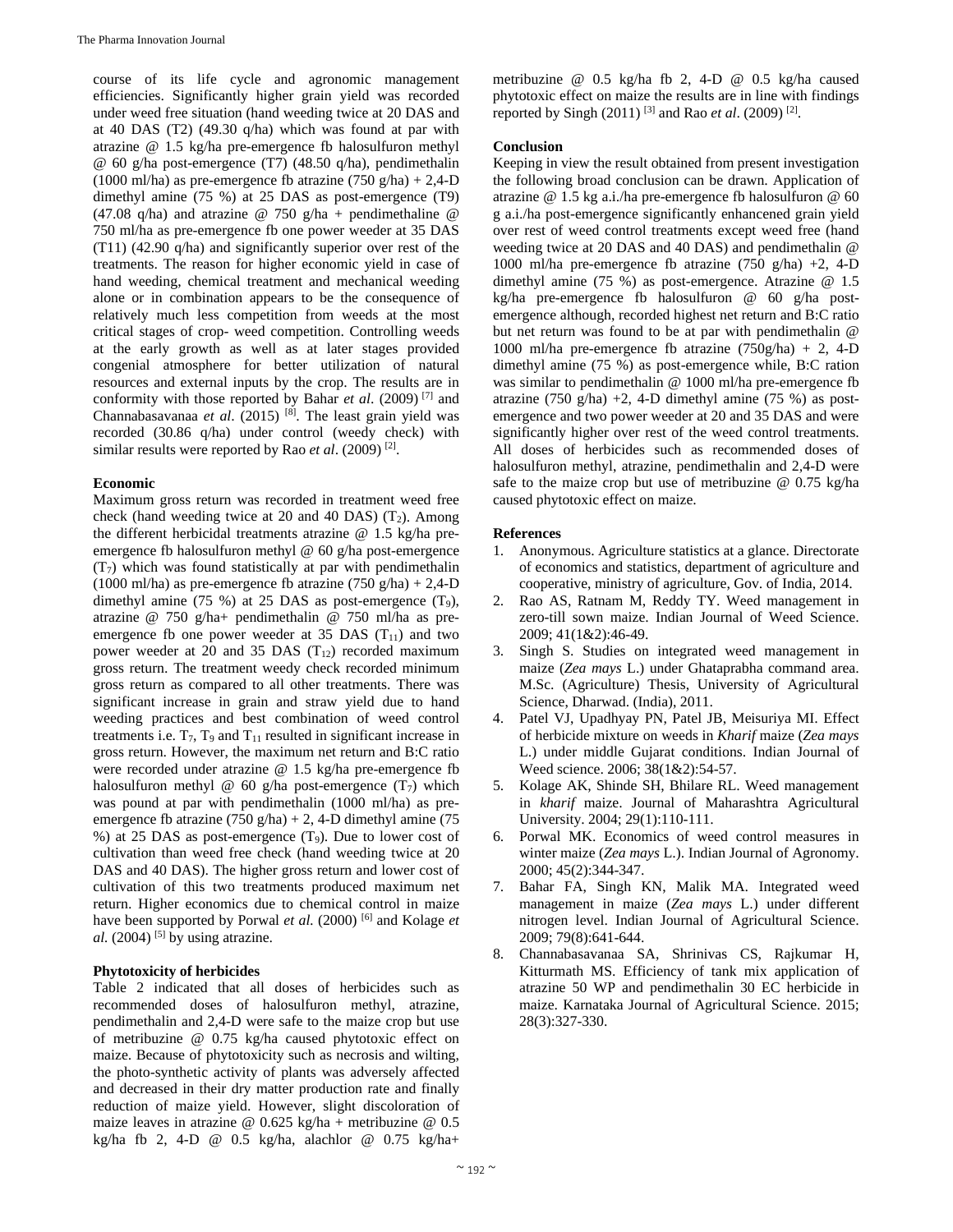course of its life cycle and agronomic management efficiencies. Significantly higher grain yield was recorded under weed free situation (hand weeding twice at 20 DAS and at 40 DAS (T2) (49.30 q/ha) which was found at par with atrazine @ 1.5 kg/ha pre-emergence fb halosulfuron methyl @ 60 g/ha post-emergence (T7) (48.50 q/ha), pendimethalin (1000 ml/ha) as pre-emergence fb atrazine (750 g/ha) + 2,4-D dimethyl amine (75 %) at 25 DAS as post-emergence (T9) (47.08 q/ha) and atrazine @ 750 g/ha + pendimethaline @ 750 ml/ha as pre-emergence fb one power weeder at 35 DAS (T11) (42.90 q/ha) and significantly superior over rest of the treatments. The reason for higher economic yield in case of hand weeding, chemical treatment and mechanical weeding alone or in combination appears to be the consequence of relatively much less competition from weeds at the most critical stages of crop- weed competition. Controlling weeds at the early growth as well as at later stages provided congenial atmosphere for better utilization of natural resources and external inputs by the crop. The results are in conformity with those reported by Bahar *et al*. (2009) [7] and Channabasavanaa *et al*. (2015) [8]. The least grain yield was recorded (30.86 q/ha) under control (weedy check) with similar results were reported by Rao *et al*. (2009) [2].

### Economic

Maximum gross return was recorded in treatment weed free check (hand weeding twice at 20 and 40 DAS) ($T_2$). Among the different herbicidal treatments atrazine @ 1.5 kg/ha pre-emergence fb halosulfuron methyl @ 60 g/ha post-emergence ($T_7$) which was found statistically at par with pendimethalin (1000 ml/ha) as pre-emergence fb atrazine (750 g/ha) + 2,4-D dimethyl amine (75 %) at 25 DAS as post-emergence ($T_9$), atrazine @ 750 g/ha+ pendimethalin @ 750 ml/ha as pre-emergence fb one power weeder at 35 DAS ($T_{11}$) and two power weeder at 20 and 35 DAS ($T_{12}$) recorded maximum gross return. The treatment weedy check recorded minimum gross return as compared to all other treatments. There was significant increase in grain and straw yield due to hand weeding practices and best combination of weed control treatments i.e. $T_7$, $T_9$ and $T_{11}$ resulted in significant increase in gross return. However, the maximum net return and B:C ratio were recorded under atrazine @ 1.5 kg/ha pre-emergence fb halosulfuron methyl @ 60 g/ha post-emergence ($T_7$) which was pound at par with pendimethalin (1000 ml/ha) as pre-emergence fb atrazine (750 g/ha) + 2, 4-D dimethyl amine (75 %) at 25 DAS as post-emergence ($T_9$). Due to lower cost of cultivation than weed free check (hand weeding twice at 20 DAS and 40 DAS). The higher gross return and lower cost of cultivation of this two treatments produced maximum net return. Higher economics due to chemical control in maize have been supported by Porwal *et al.* (2000) [6] and Kolage *et al.* (2004) [5] by using atrazine.

### Phytotoxicity of herbicides

Table 2 indicated that all doses of herbicides such as recommended doses of halosulfuron methyl, atrazine, pendimethalin and 2,4-D were safe to the maize crop but use of metribuzine @ 0.75 kg/ha caused phytotoxic effect on maize. Because of phytotoxicity such as necrosis and wilting, the photo-synthetic activity of plants was adversely affected and decreased in their dry matter production rate and finally reduction of maize yield. However, slight discoloration of maize leaves in atrazine @ 0.625 kg/ha + metribuzine @ 0.5 kg/ha fb 2, 4-D @ 0.5 kg/ha, alachlor @ 0.75 kg/ha+ metribuzine @ 0.5 kg/ha fb 2, 4-D @ 0.5 kg/ha caused phytotoxic effect on maize the results are in line with findings reported by Singh (2011) [3] and Rao *et al*. (2009) [2].

### Conclusion

Keeping in view the result obtained from present investigation the following broad conclusion can be drawn. Application of atrazine @ 1.5 kg a.i./ha pre-emergence fb halosulfuron @ 60 g a.i./ha post-emergence significantly enhancened grain yield over rest of weed control treatments except weed free (hand weeding twice at 20 DAS and 40 DAS) and pendimethalin @ 1000 ml/ha pre-emergence fb atrazine (750 g/ha) +2, 4-D dimethyl amine (75 %) as post-emergence. Atrazine @ 1.5 kg/ha pre-emergence fb halosulfuron @ 60 g/ha post-emergence although, recorded highest net return and B:C ratio but net return was found to be at par with pendimethalin @ 1000 ml/ha pre-emergence fb atrazine (750g/ha) + 2, 4-D dimethyl amine (75 %) as post-emergence while, B:C ration was similar to pendimethalin @ 1000 ml/ha pre-emergence fb atrazine (750 g/ha) +2, 4-D dimethyl amine (75 %) as post-emergence and two power weeder at 20 and 35 DAS and were significantly higher over rest of the weed control treatments. All doses of herbicides such as recommended doses of halosulfuron methyl, atrazine, pendimethalin and 2,4-D were safe to the maize crop but use of metribuzine @ 0.75 kg/ha caused phytotoxic effect on maize.

### References

1. Anonymous. Agriculture statistics at a glance. Directorate of economics and statistics, department of agriculture and cooperative, ministry of agriculture, Gov. of India, 2014.
2. Rao AS, Ratnam M, Reddy TY. Weed management in zero-till sown maize. Indian Journal of Weed Science. 2009; 41(1&2):46-49.
3. Singh S. Studies on integrated weed management in maize (*Zea mays* L.) under Ghataprabha command area. M.Sc. (Agriculture) Thesis, University of Agricultural Science, Dharwad. (India), 2011.
4. Patel VJ, Upadhyay PN, Patel JB, Meisuriya MI. Effect of herbicide mixture on weeds in *Kharif* maize (*Zea mays* L.) under middle Gujarat conditions. Indian Journal of Weed science. 2006; 38(1&2):54-57.
5. Kolage AK, Shinde SH, Bhilare RL. Weed management in *kharif* maize. Journal of Maharashtra Agricultural University. 2004; 29(1):110-111.
6. Porwal MK. Economics of weed control measures in winter maize (*Zea mays* L.). Indian Journal of Agronomy. 2000; 45(2):344-347.
7. Bahar FA, Singh KN, Malik MA. Integrated weed management in maize (*Zea mays* L.) under different nitrogen level. Indian Journal of Agricultural Science. 2009; 79(8):641-644.
8. Channabasavanaa SA, Shrinivas CS, Rajkumar H, Kitturmath MS. Efficiency of tank mix application of atrazine 50 WP and pendimethalin 30 EC herbicide in maize. Karnataka Journal of Agricultural Science. 2015; 28(3):327-330.